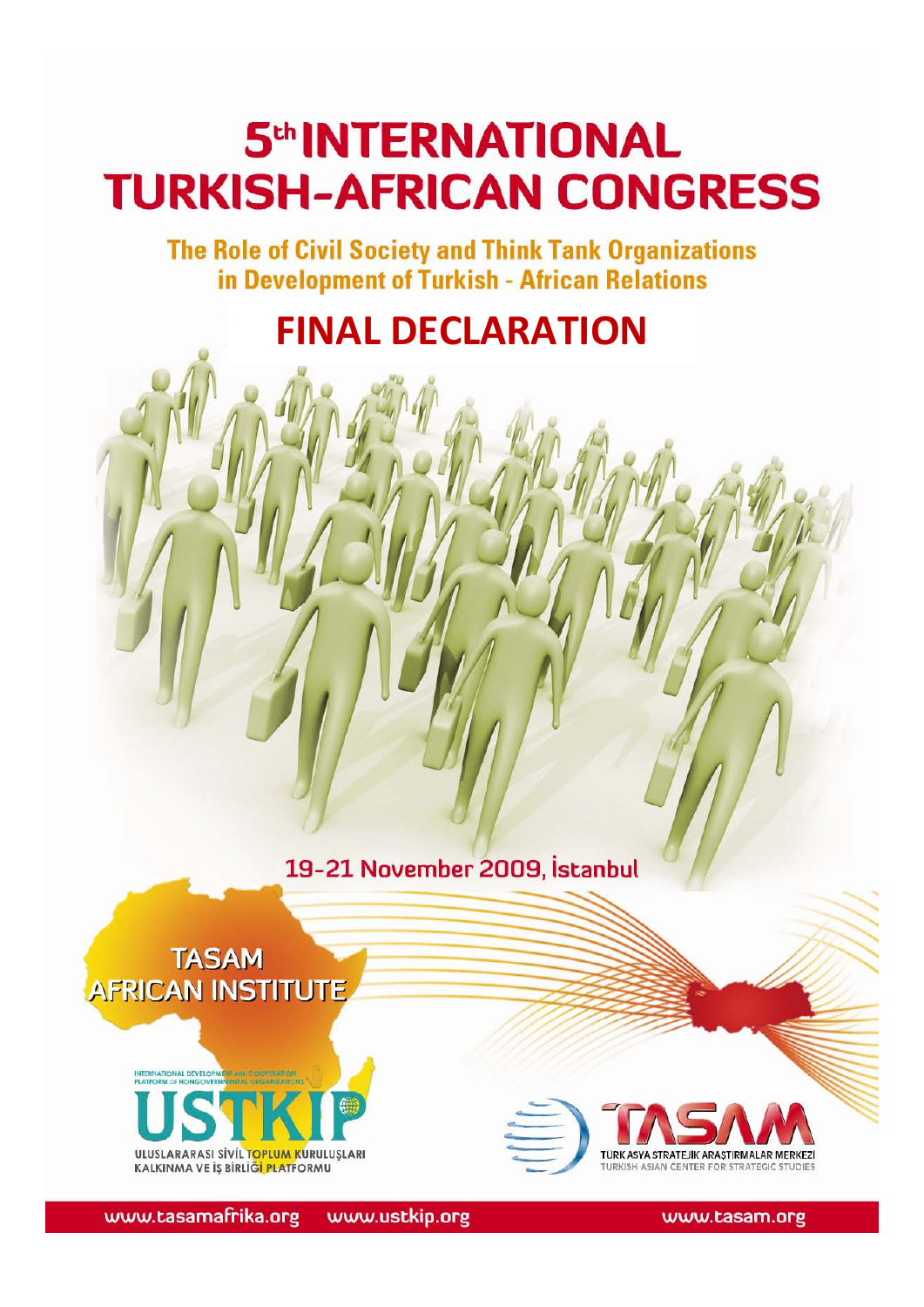# 5th INTERNATIONAL TURKISH-AFRICAN CONGRESS

**The Role of Civil Society and Think Tank Organizations in Development of Turkish - African Relations**

# FINAL DECLARATION

19-21 November 2009, İstanbul

TASAM AFRICAN INSTITUTE

INTERNATIONAL DEVELOPMENT AND COOPERATION PLATFORM OF NONGOVERNMENTAL ORGANIZATIONS

USTKIP

ULUSLARARASI SİVİL TOPLUM KURULUŞLARI KALKINMA VE İŞ BİRLİĞİ PLATFORMU

TASAM

TÜRK ASYA STRATEJİK ARAŞTIRMALAR MERKEZİ

TURKISH ASIAN CENTER FOR STRATEGIC STUDIES

www.tasamafrika.org www.ustkip.org www.tasam.org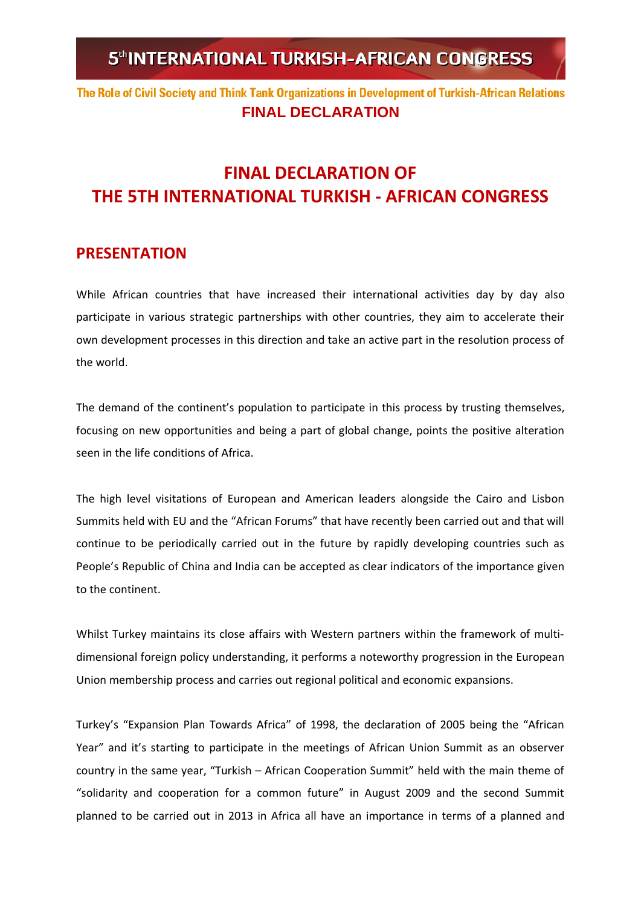# FINAL DECLARATION OF THE 5TH INTERNATIONAL TURKISH - AFRICAN CONGRESS

## PRESENTATION

While African countries that have increased their international activities day by day also participate in various strategic partnerships with other countries, they aim to accelerate their own development processes in this direction and take an active part in the resolution process of the world.

The demand of the continent's population to participate in this process by trusting themselves, focusing on new opportunities and being a part of global change, points the positive alteration seen in the life conditions of Africa.

The high level visitations of European and American leaders alongside the Cairo and Lisbon Summits held with EU and the "African Forums" that have recently been carried out and that will continue to be periodically carried out in the future by rapidly developing countries such as People's Republic of China and India can be accepted as clear indicators of the importance given to the continent.

Whilst Turkey maintains its close affairs with Western partners within the framework of multi-dimensional foreign policy understanding, it performs a noteworthy progression in the European Union membership process and carries out regional political and economic expansions.

Turkey's "Expansion Plan Towards Africa" of 1998, the declaration of 2005 being the "African Year" and it's starting to participate in the meetings of African Union Summit as an observer country in the same year, "Turkish – African Cooperation Summit" held with the main theme of "solidarity and cooperation for a common future" in August 2009 and the second Summit planned to be carried out in 2013 in Africa all have an importance in terms of a planned and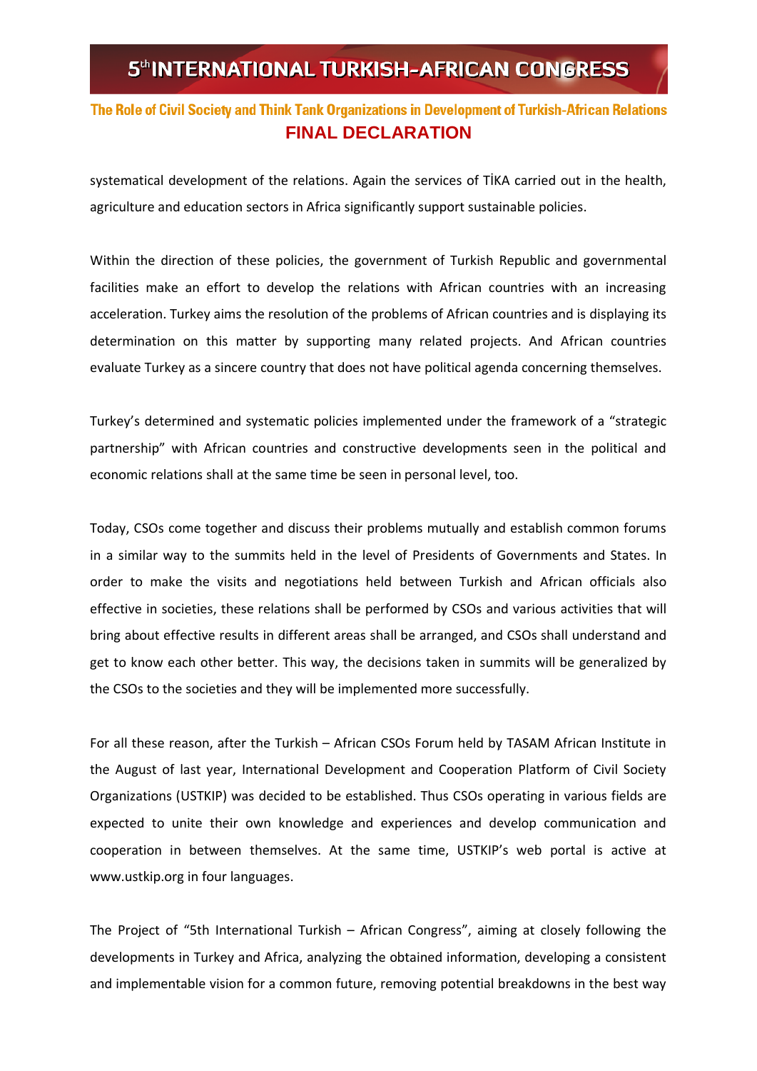systematical development of the relations. Again the services of TİKA carried out in the health, agriculture and education sectors in Africa significantly support sustainable policies.

Within the direction of these policies, the government of Turkish Republic and governmental facilities make an effort to develop the relations with African countries with an increasing acceleration. Turkey aims the resolution of the problems of African countries and is displaying its determination on this matter by supporting many related projects. And African countries evaluate Turkey as a sincere country that does not have political agenda concerning themselves.

Turkey's determined and systematic policies implemented under the framework of a "strategic partnership" with African countries and constructive developments seen in the political and economic relations shall at the same time be seen in personal level, too.

Today, CSOs come together and discuss their problems mutually and establish common forums in a similar way to the summits held in the level of Presidents of Governments and States. In order to make the visits and negotiations held between Turkish and African officials also effective in societies, these relations shall be performed by CSOs and various activities that will bring about effective results in different areas shall be arranged, and CSOs shall understand and get to know each other better. This way, the decisions taken in summits will be generalized by the CSOs to the societies and they will be implemented more successfully.

For all these reason, after the Turkish – African CSOs Forum held by TASAM African Institute in the August of last year, International Development and Cooperation Platform of Civil Society Organizations (USTKIP) was decided to be established. Thus CSOs operating in various fields are expected to unite their own knowledge and experiences and develop communication and cooperation in between themselves. At the same time, USTKIP's web portal is active at www.ustkip.org in four languages.

The Project of "5th International Turkish – African Congress", aiming at closely following the developments in Turkey and Africa, analyzing the obtained information, developing a consistent and implementable vision for a common future, removing potential breakdowns in the best way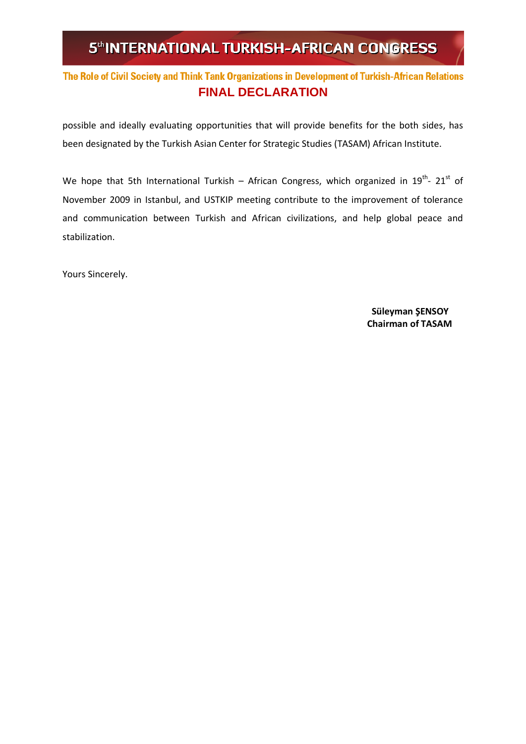possible and ideally evaluating opportunities that will provide benefits for the both sides, has been designated by the Turkish Asian Center for Strategic Studies (TASAM) African Institute.

We hope that 5th International Turkish – African Congress, which organized in 19th- 21st of November 2009 in Istanbul, and USTKIP meeting contribute to the improvement of tolerance and communication between Turkish and African civilizations, and help global peace and stabilization.

Yours Sincerely.

**Süleyman ŞENSOY**
**Chairman of TASAM**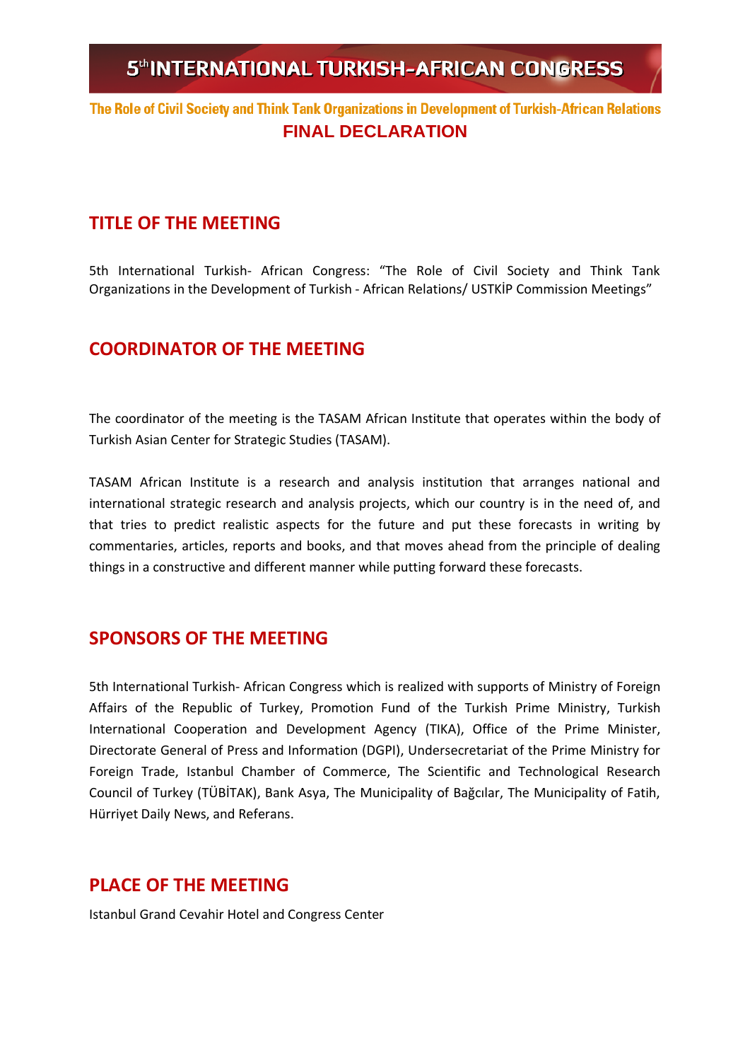# 5th INTERNATIONAL TURKISH-AFRICAN CONGRESS

**The Role of Civil Society and Think Tank Organizations in Development of Turkish-African Relations**

**FINAL DECLARATION**

## TITLE OF THE MEETING

5th International Turkish- African Congress: "The Role of Civil Society and Think Tank Organizations in the Development of Turkish - African Relations/ USTKİP Commission Meetings"

## COORDINATOR OF THE MEETING

The coordinator of the meeting is the TASAM African Institute that operates within the body of Turkish Asian Center for Strategic Studies (TASAM).

TASAM African Institute is a research and analysis institution that arranges national and international strategic research and analysis projects, which our country is in the need of, and that tries to predict realistic aspects for the future and put these forecasts in writing by commentaries, articles, reports and books, and that moves ahead from the principle of dealing things in a constructive and different manner while putting forward these forecasts.

## SPONSORS OF THE MEETING

5th International Turkish- African Congress which is realized with supports of Ministry of Foreign Affairs of the Republic of Turkey, Promotion Fund of the Turkish Prime Ministry, Turkish International Cooperation and Development Agency (TIKA), Office of the Prime Minister, Directorate General of Press and Information (DGPI), Undersecretariat of the Prime Ministry for Foreign Trade, Istanbul Chamber of Commerce, The Scientific and Technological Research Council of Turkey (TÜBİTAK), Bank Asya, The Municipality of Bağcılar, The Municipality of Fatih, Hürriyet Daily News, and Referans.

## PLACE OF THE MEETING

Istanbul Grand Cevahir Hotel and Congress Center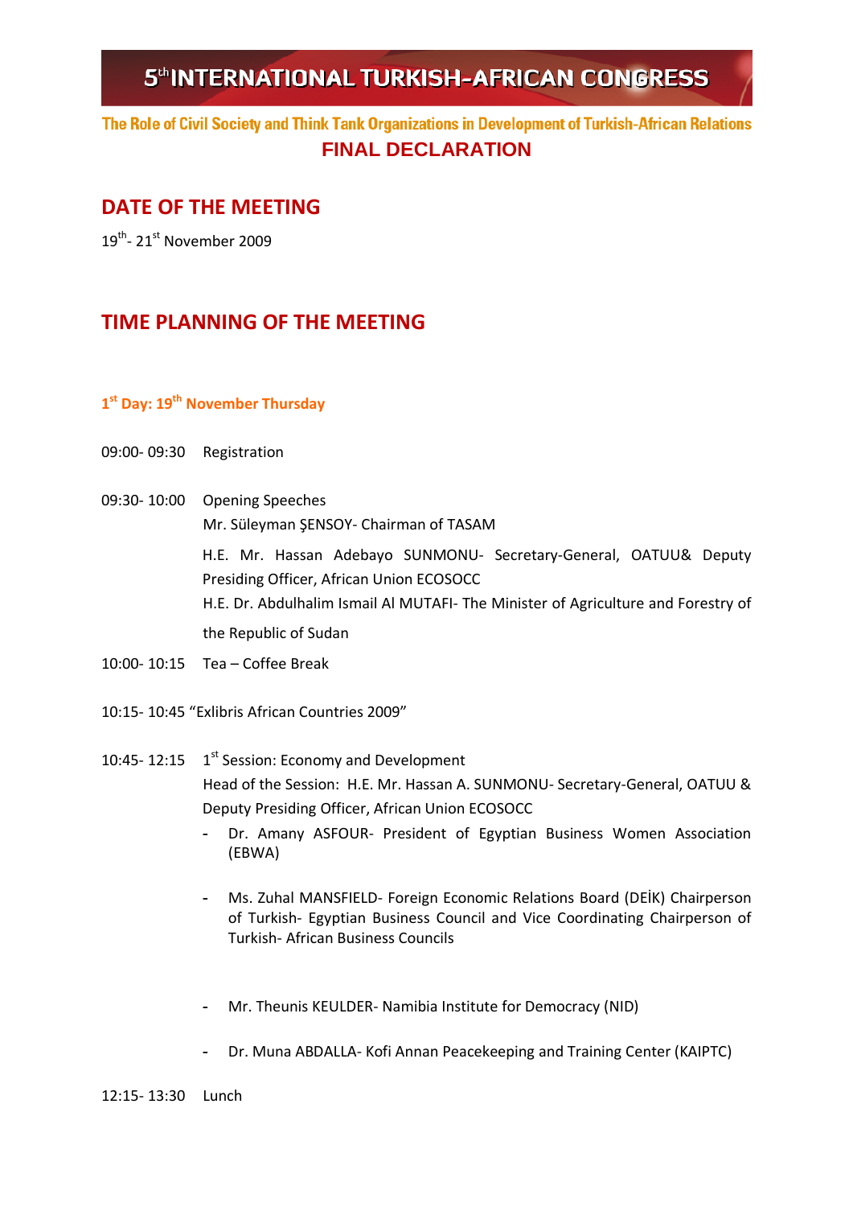# 5th INTERNATIONAL TURKISH-AFRICAN CONGRESS

**The Role of Civil Society and Think Tank Organizations in Development of Turkish-African Relations**

**FINAL DECLARATION**

## DATE OF THE MEETING

19th- 21st November 2009

## TIME PLANNING OF THE MEETING

### 1st Day: 19th November Thursday

09:00- 09:30 Registration

09:30- 10:00 Opening Speeches

Mr. Süleyman ŞENSOY- Chairman of TASAM

H.E. Mr. Hassan Adebayo SUNMONU- Secretary-General, OATUU& Deputy Presiding Officer, African Union ECOSOCC

H.E. Dr. Abdulhalim Ismail Al MUTAFI- The Minister of Agriculture and Forestry of the Republic of Sudan

10:00- 10:15 Tea – Coffee Break

10:15- 10:45 "Exlibris African Countries 2009"

10:45- 12:15 1st Session: Economy and Development

Head of the Session: H.E. Mr. Hassan A. SUNMONU- Secretary-General, OATUU & Deputy Presiding Officer, African Union ECOSOCC

- Dr. Amany ASFOUR- President of Egyptian Business Women Association (EBWA)
- Ms. Zuhal MANSFIELD- Foreign Economic Relations Board (DEİK) Chairperson of Turkish- Egyptian Business Council and Vice Coordinating Chairperson of Turkish- African Business Councils
- Mr. Theunis KEULDER- Namibia Institute for Democracy (NID)
- Dr. Muna ABDALLA- Kofi Annan Peacekeeping and Training Center (KAIPTC)

12:15- 13:30 Lunch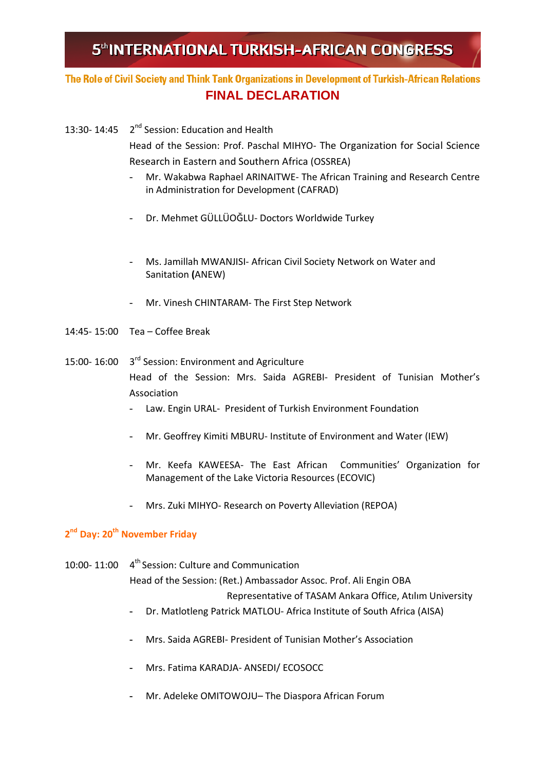13:30- 14:45 2nd Session: Education and Health

Head of the Session: Prof. Paschal MIHYO- The Organization for Social Science Research in Eastern and Southern Africa (OSSREA)

- Mr. Wakabwa Raphael ARINAITWE- The African Training and Research Centre in Administration for Development (CAFRAD)
- Dr. Mehmet GÜLLÜOĞLU- Doctors Worldwide Turkey
- Ms. Jamillah MWANJISI- African Civil Society Network on Water and Sanitation (ANEW)
- Mr. Vinesh CHINTARAM- The First Step Network

14:45- 15:00 Tea – Coffee Break

15:00- 16:00 3rd Session: Environment and Agriculture

Head of the Session: Mrs. Saida AGREBI- President of Tunisian Mother's Association

- Law. Engin URAL- President of Turkish Environment Foundation
- Mr. Geoffrey Kimiti MBURU- Institute of Environment and Water (IEW)
- Mr. Keefa KAWEESA- The East African Communities' Organization for Management of the Lake Victoria Resources (ECOVIC)
- Mrs. Zuki MIHYO- Research on Poverty Alleviation (REPOA)

## 2nd Day: 20th November Friday

10:00- 11:00 4th Session: Culture and Communication

Head of the Session: (Ret.) Ambassador Assoc. Prof. Ali Engin OBA

Representative of TASAM Ankara Office, Atılım University

- Dr. Matlotleng Patrick MATLOU- Africa Institute of South Africa (AISA)
- Mrs. Saida AGREBI- President of Tunisian Mother's Association
- Mrs. Fatima KARADJA- ANSEDI/ ECOSOCC
- Mr. Adeleke OMITOWOJU– The Diaspora African Forum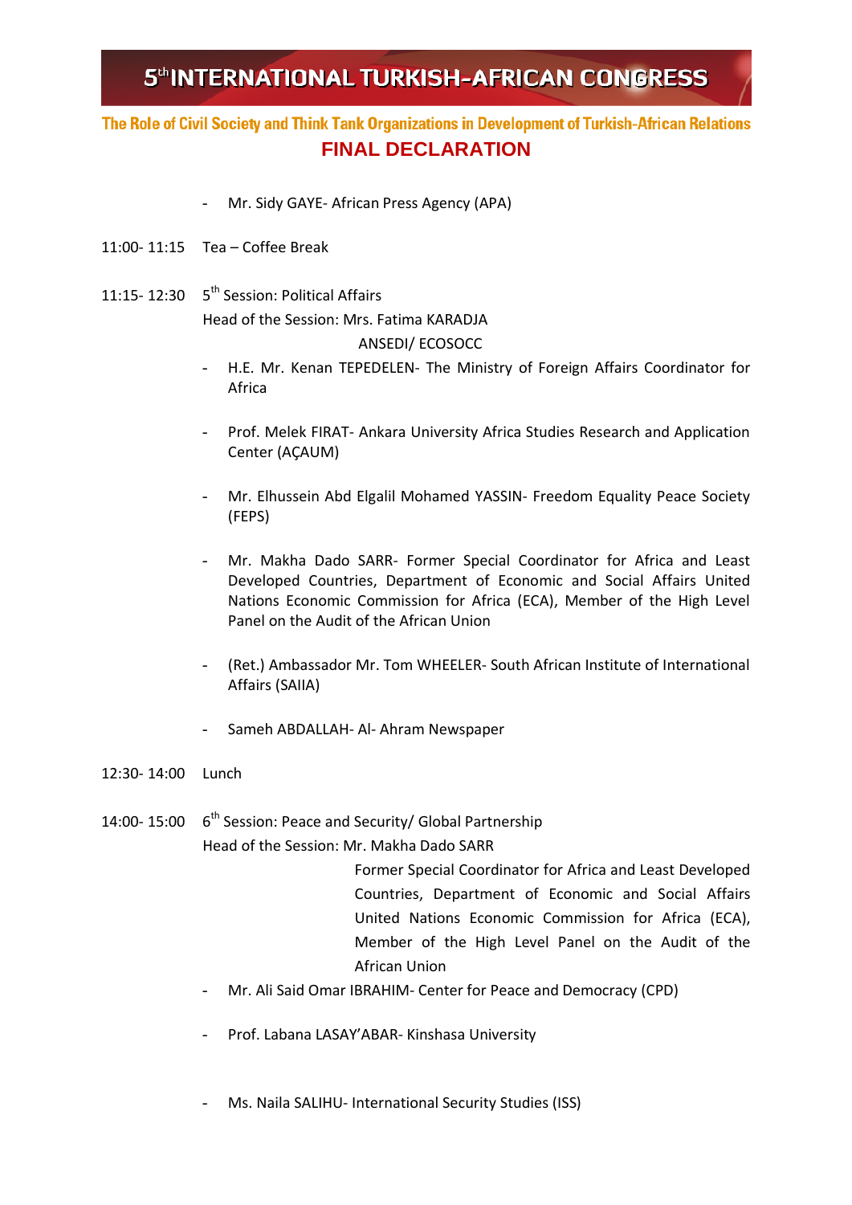- Mr. Sidy GAYE- African Press Agency (APA)

11:00- 11:15 Tea – Coffee Break

11:15- 12:30 5th Session: Political Affairs

Head of the Session: Mrs. Fatima KARADJA

ANSEDI/ ECOSOCC

- H.E. Mr. Kenan TEPEDELEN- The Ministry of Foreign Affairs Coordinator for Africa
- Prof. Melek FIRAT- Ankara University Africa Studies Research and Application Center (AÇAUM)
- Mr. Elhussein Abd Elgalil Mohamed YASSIN- Freedom Equality Peace Society (FEPS)
- Mr. Makha Dado SARR- Former Special Coordinator for Africa and Least Developed Countries, Department of Economic and Social Affairs United Nations Economic Commission for Africa (ECA), Member of the High Level Panel on the Audit of the African Union
- (Ret.) Ambassador Mr. Tom WHEELER- South African Institute of International Affairs (SAIIA)
- Sameh ABDALLAH- Al- Ahram Newspaper

12:30- 14:00 Lunch

14:00- 15:00 6th Session: Peace and Security/ Global Partnership

Head of the Session: Mr. Makha Dado SARR

Former Special Coordinator for Africa and Least Developed Countries, Department of Economic and Social Affairs United Nations Economic Commission for Africa (ECA), Member of the High Level Panel on the Audit of the African Union

- Mr. Ali Said Omar IBRAHIM- Center for Peace and Democracy (CPD)
- Prof. Labana LASAY'ABAR- Kinshasa University
- Ms. Naila SALIHU- International Security Studies (ISS)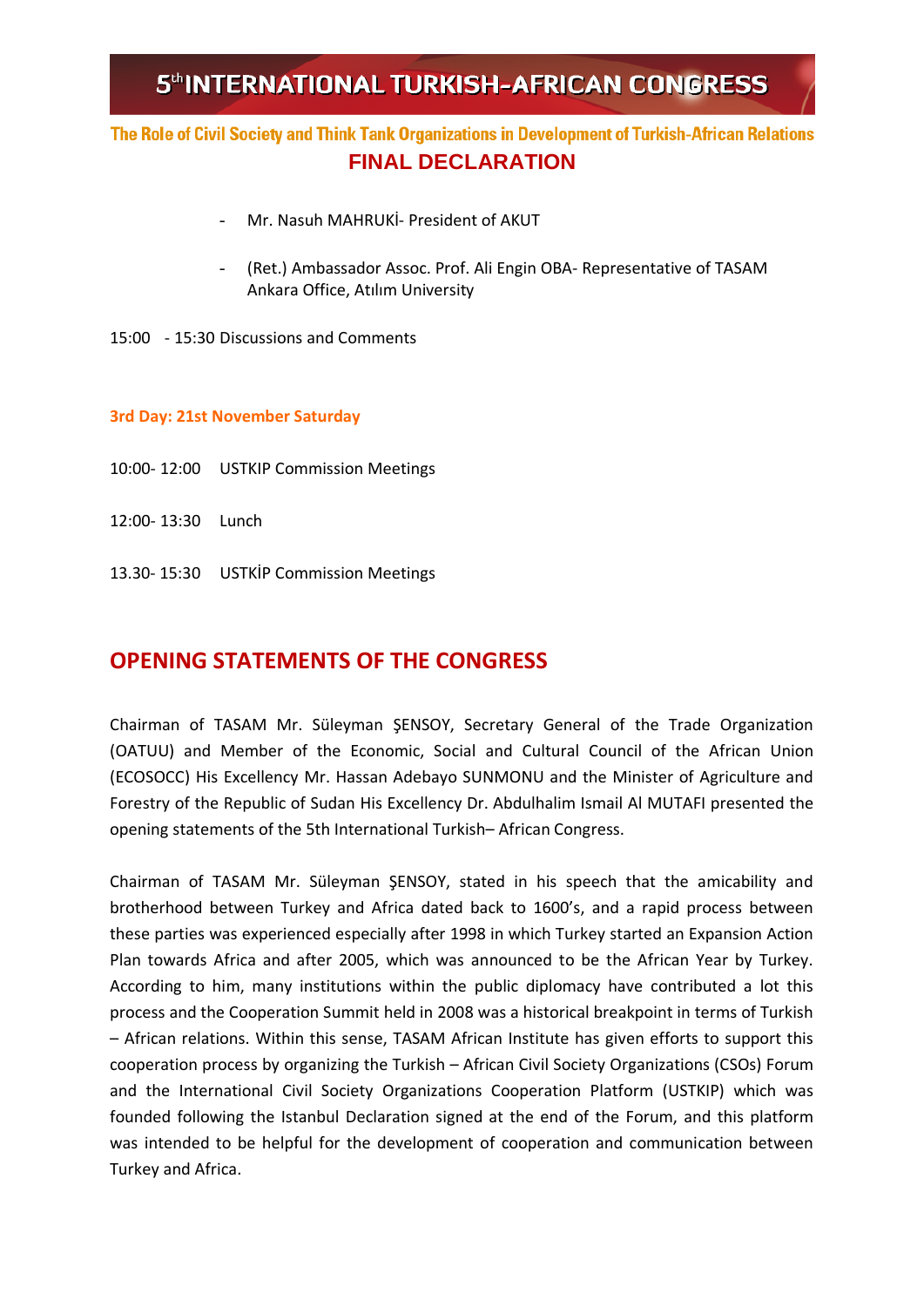- Mr. Nasuh MAHRUKİ- President of AKUT
- (Ret.) Ambassador Assoc. Prof. Ali Engin OBA- Representative of TASAM Ankara Office, Atılım University

15:00 - 15:30 Discussions and Comments

**3rd Day: 21st November Saturday**

10:00- 12:00 USTKIP Commission Meetings

12:00- 13:30 Lunch

13.30- 15:30 USTKİP Commission Meetings

## OPENING STATEMENTS OF THE CONGRESS

Chairman of TASAM Mr. Süleyman ŞENSOY, Secretary General of the Trade Organization (OATUU) and Member of the Economic, Social and Cultural Council of the African Union (ECOSOCC) His Excellency Mr. Hassan Adebayo SUNMONU and the Minister of Agriculture and Forestry of the Republic of Sudan His Excellency Dr. Abdulhalim Ismail Al MUTAFI presented the opening statements of the 5th International Turkish– African Congress.

Chairman of TASAM Mr. Süleyman ŞENSOY, stated in his speech that the amicability and brotherhood between Turkey and Africa dated back to 1600's, and a rapid process between these parties was experienced especially after 1998 in which Turkey started an Expansion Action Plan towards Africa and after 2005, which was announced to be the African Year by Turkey. According to him, many institutions within the public diplomacy have contributed a lot this process and the Cooperation Summit held in 2008 was a historical breakpoint in terms of Turkish – African relations. Within this sense, TASAM African Institute has given efforts to support this cooperation process by organizing the Turkish – African Civil Society Organizations (CSOs) Forum and the International Civil Society Organizations Cooperation Platform (USTKIP) which was founded following the Istanbul Declaration signed at the end of the Forum, and this platform was intended to be helpful for the development of cooperation and communication between Turkey and Africa.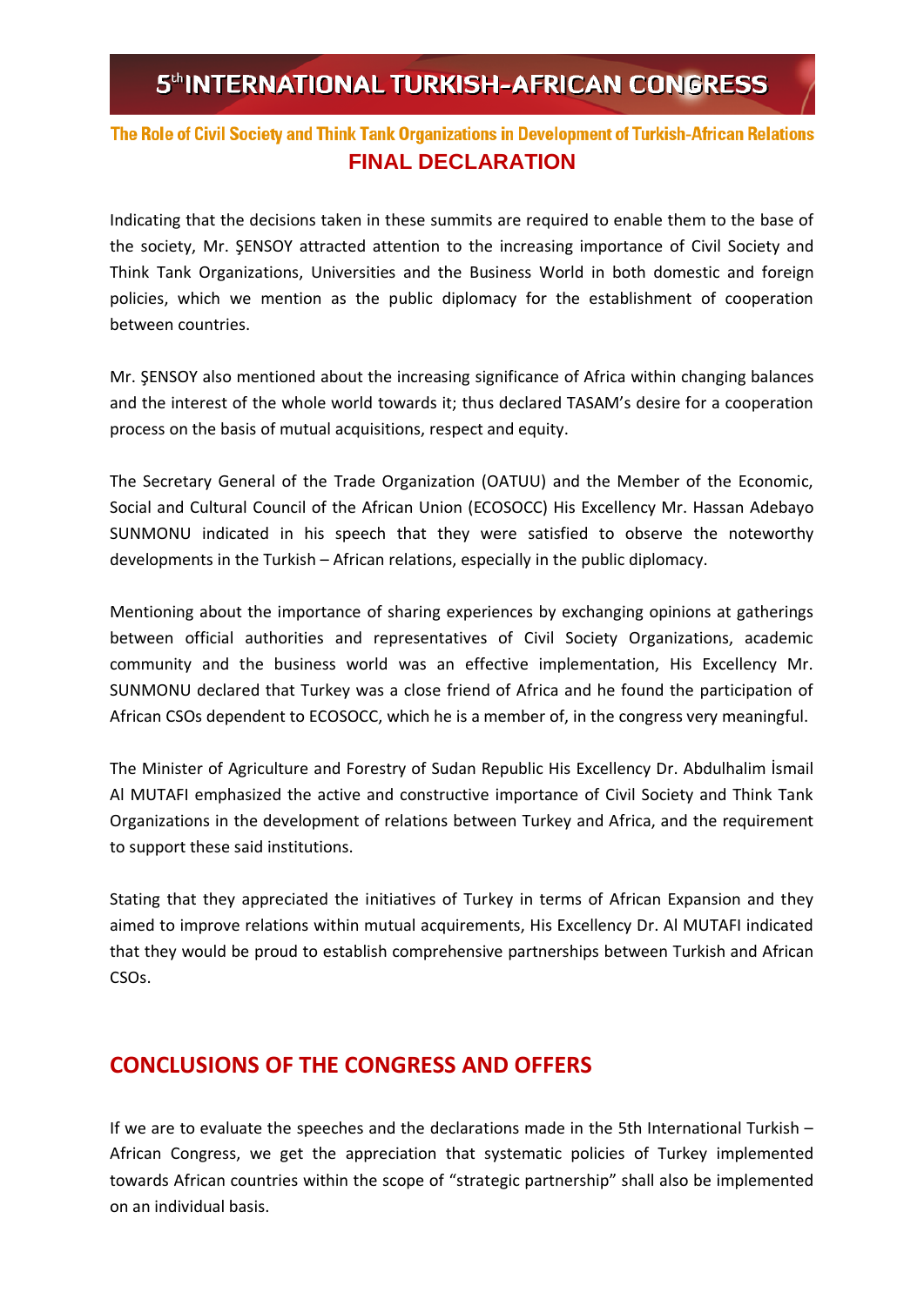# 5th INTERNATIONAL TURKISH-AFRICAN CONGRESS

**The Role of Civil Society and Think Tank Organizations in Development of Turkish-African Relations**

## FINAL DECLARATION

Indicating that the decisions taken in these summits are required to enable them to the base of the society, Mr. ŞENSOY attracted attention to the increasing importance of Civil Society and Think Tank Organizations, Universities and the Business World in both domestic and foreign policies, which we mention as the public diplomacy for the establishment of cooperation between countries.

Mr. ŞENSOY also mentioned about the increasing significance of Africa within changing balances and the interest of the whole world towards it; thus declared TASAM's desire for a cooperation process on the basis of mutual acquisitions, respect and equity.

The Secretary General of the Trade Organization (OATUU) and the Member of the Economic, Social and Cultural Council of the African Union (ECOSOCC) His Excellency Mr. Hassan Adebayo SUNMONU indicated in his speech that they were satisfied to observe the noteworthy developments in the Turkish – African relations, especially in the public diplomacy.

Mentioning about the importance of sharing experiences by exchanging opinions at gatherings between official authorities and representatives of Civil Society Organizations, academic community and the business world was an effective implementation, His Excellency Mr. SUNMONU declared that Turkey was a close friend of Africa and he found the participation of African CSOs dependent to ECOSOCC, which he is a member of, in the congress very meaningful.

The Minister of Agriculture and Forestry of Sudan Republic His Excellency Dr. Abdulhalim İsmail Al MUTAFI emphasized the active and constructive importance of Civil Society and Think Tank Organizations in the development of relations between Turkey and Africa, and the requirement to support these said institutions.

Stating that they appreciated the initiatives of Turkey in terms of African Expansion and they aimed to improve relations within mutual acquirements, His Excellency Dr. Al MUTAFI indicated that they would be proud to establish comprehensive partnerships between Turkish and African CSOs.

## CONCLUSIONS OF THE CONGRESS AND OFFERS

If we are to evaluate the speeches and the declarations made in the 5th International Turkish – African Congress, we get the appreciation that systematic policies of Turkey implemented towards African countries within the scope of "strategic partnership" shall also be implemented on an individual basis.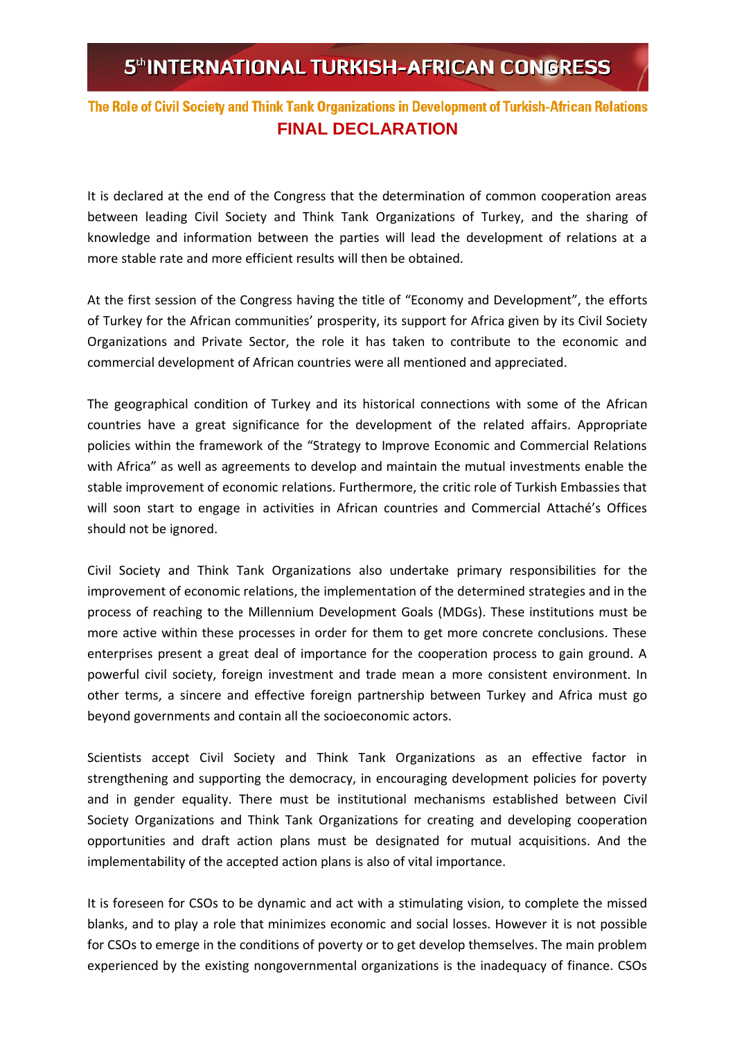# 5th INTERNATIONAL TURKISH-AFRICAN CONGRESS

## The Role of Civil Society and Think Tank Organizations in Development of Turkish-African Relations

## FINAL DECLARATION

It is declared at the end of the Congress that the determination of common cooperation areas between leading Civil Society and Think Tank Organizations of Turkey, and the sharing of knowledge and information between the parties will lead the development of relations at a more stable rate and more efficient results will then be obtained.

At the first session of the Congress having the title of "Economy and Development", the efforts of Turkey for the African communities' prosperity, its support for Africa given by its Civil Society Organizations and Private Sector, the role it has taken to contribute to the economic and commercial development of African countries were all mentioned and appreciated.

The geographical condition of Turkey and its historical connections with some of the African countries have a great significance for the development of the related affairs. Appropriate policies within the framework of the "Strategy to Improve Economic and Commercial Relations with Africa" as well as agreements to develop and maintain the mutual investments enable the stable improvement of economic relations. Furthermore, the critic role of Turkish Embassies that will soon start to engage in activities in African countries and Commercial Attaché's Offices should not be ignored.

Civil Society and Think Tank Organizations also undertake primary responsibilities for the improvement of economic relations, the implementation of the determined strategies and in the process of reaching to the Millennium Development Goals (MDGs). These institutions must be more active within these processes in order for them to get more concrete conclusions. These enterprises present a great deal of importance for the cooperation process to gain ground. A powerful civil society, foreign investment and trade mean a more consistent environment. In other terms, a sincere and effective foreign partnership between Turkey and Africa must go beyond governments and contain all the socioeconomic actors.

Scientists accept Civil Society and Think Tank Organizations as an effective factor in strengthening and supporting the democracy, in encouraging development policies for poverty and in gender equality. There must be institutional mechanisms established between Civil Society Organizations and Think Tank Organizations for creating and developing cooperation opportunities and draft action plans must be designated for mutual acquisitions. And the implementability of the accepted action plans is also of vital importance.

It is foreseen for CSOs to be dynamic and act with a stimulating vision, to complete the missed blanks, and to play a role that minimizes economic and social losses. However it is not possible for CSOs to emerge in the conditions of poverty or to get develop themselves. The main problem experienced by the existing nongovernmental organizations is the inadequacy of finance. CSOs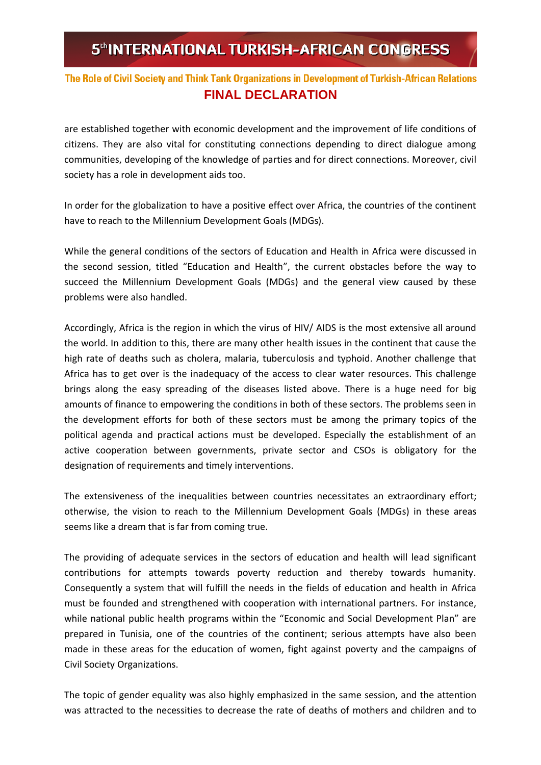are established together with economic development and the improvement of life conditions of citizens. They are also vital for constituting connections depending to direct dialogue among communities, developing of the knowledge of parties and for direct connections. Moreover, civil society has a role in development aids too.

In order for the globalization to have a positive effect over Africa, the countries of the continent have to reach to the Millennium Development Goals (MDGs).

While the general conditions of the sectors of Education and Health in Africa were discussed in the second session, titled “Education and Health”, the current obstacles before the way to succeed the Millennium Development Goals (MDGs) and the general view caused by these problems were also handled.

Accordingly, Africa is the region in which the virus of HIV/ AIDS is the most extensive all around the world. In addition to this, there are many other health issues in the continent that cause the high rate of deaths such as cholera, malaria, tuberculosis and typhoid. Another challenge that Africa has to get over is the inadequacy of the access to clear water resources. This challenge brings along the easy spreading of the diseases listed above. There is a huge need for big amounts of finance to empowering the conditions in both of these sectors. The problems seen in the development efforts for both of these sectors must be among the primary topics of the political agenda and practical actions must be developed. Especially the establishment of an active cooperation between governments, private sector and CSOs is obligatory for the designation of requirements and timely interventions.

The extensiveness of the inequalities between countries necessitates an extraordinary effort; otherwise, the vision to reach to the Millennium Development Goals (MDGs) in these areas seems like a dream that is far from coming true.

The providing of adequate services in the sectors of education and health will lead significant contributions for attempts towards poverty reduction and thereby towards humanity. Consequently a system that will fulfill the needs in the fields of education and health in Africa must be founded and strengthened with cooperation with international partners. For instance, while national public health programs within the “Economic and Social Development Plan” are prepared in Tunisia, one of the countries of the continent; serious attempts have also been made in these areas for the education of women, fight against poverty and the campaigns of Civil Society Organizations.

The topic of gender equality was also highly emphasized in the same session, and the attention was attracted to the necessities to decrease the rate of deaths of mothers and children and to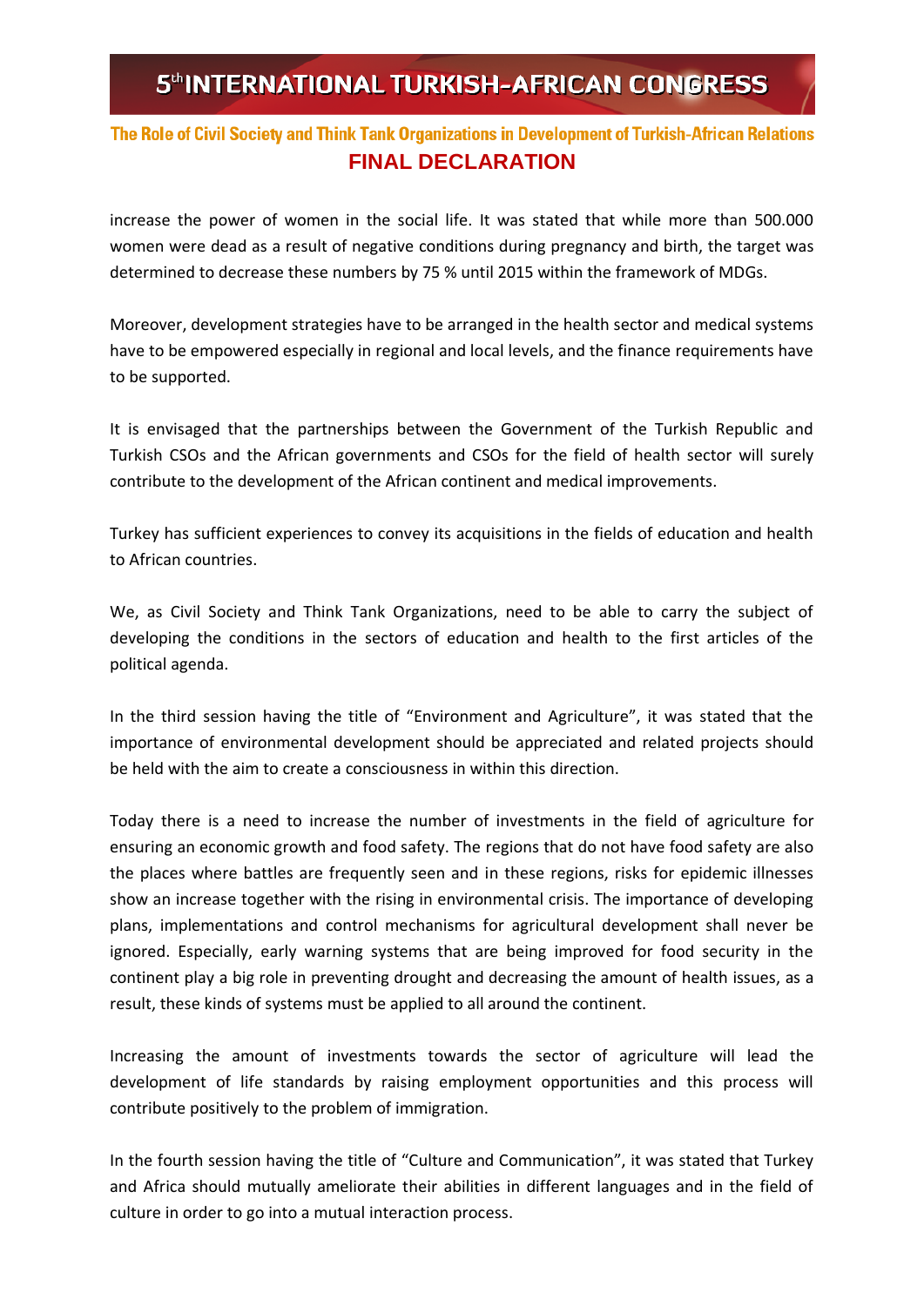increase the power of women in the social life. It was stated that while more than 500.000 women were dead as a result of negative conditions during pregnancy and birth, the target was determined to decrease these numbers by 75 % until 2015 within the framework of MDGs.

Moreover, development strategies have to be arranged in the health sector and medical systems have to be empowered especially in regional and local levels, and the finance requirements have to be supported.

It is envisaged that the partnerships between the Government of the Turkish Republic and Turkish CSOs and the African governments and CSOs for the field of health sector will surely contribute to the development of the African continent and medical improvements.

Turkey has sufficient experiences to convey its acquisitions in the fields of education and health to African countries.

We, as Civil Society and Think Tank Organizations, need to be able to carry the subject of developing the conditions in the sectors of education and health to the first articles of the political agenda.

In the third session having the title of "Environment and Agriculture", it was stated that the importance of environmental development should be appreciated and related projects should be held with the aim to create a consciousness in within this direction.

Today there is a need to increase the number of investments in the field of agriculture for ensuring an economic growth and food safety. The regions that do not have food safety are also the places where battles are frequently seen and in these regions, risks for epidemic illnesses show an increase together with the rising in environmental crisis. The importance of developing plans, implementations and control mechanisms for agricultural development shall never be ignored. Especially, early warning systems that are being improved for food security in the continent play a big role in preventing drought and decreasing the amount of health issues, as a result, these kinds of systems must be applied to all around the continent.

Increasing the amount of investments towards the sector of agriculture will lead the development of life standards by raising employment opportunities and this process will contribute positively to the problem of immigration.

In the fourth session having the title of "Culture and Communication", it was stated that Turkey and Africa should mutually ameliorate their abilities in different languages and in the field of culture in order to go into a mutual interaction process.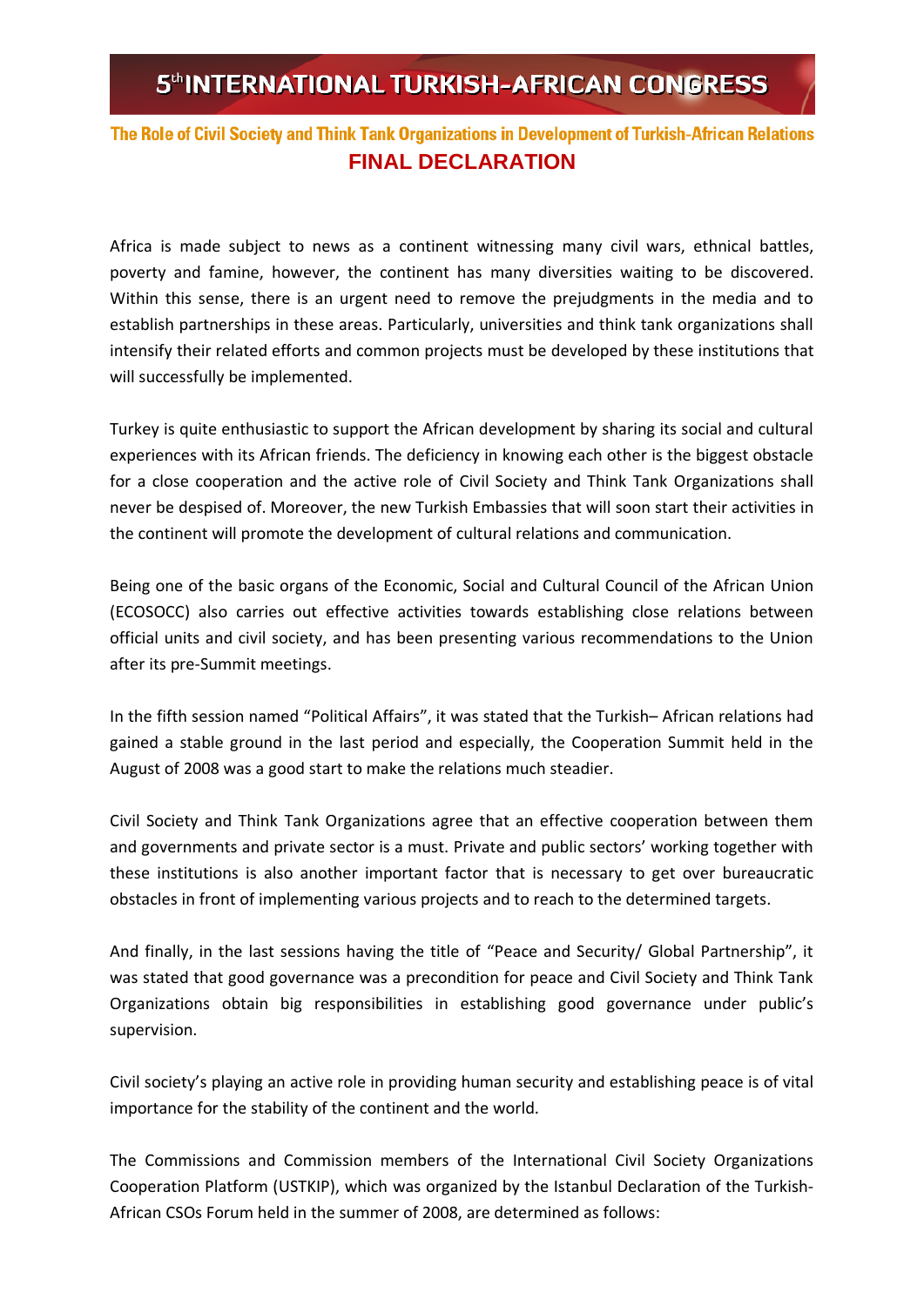# 5th INTERNATIONAL TURKISH-AFRICAN CONGRESS

## The Role of Civil Society and Think Tank Organizations in Development of Turkish-African Relations

## FINAL DECLARATION

Africa is made subject to news as a continent witnessing many civil wars, ethnical battles, poverty and famine, however, the continent has many diversities waiting to be discovered. Within this sense, there is an urgent need to remove the prejudgments in the media and to establish partnerships in these areas. Particularly, universities and think tank organizations shall intensify their related efforts and common projects must be developed by these institutions that will successfully be implemented.

Turkey is quite enthusiastic to support the African development by sharing its social and cultural experiences with its African friends. The deficiency in knowing each other is the biggest obstacle for a close cooperation and the active role of Civil Society and Think Tank Organizations shall never be despised of. Moreover, the new Turkish Embassies that will soon start their activities in the continent will promote the development of cultural relations and communication.

Being one of the basic organs of the Economic, Social and Cultural Council of the African Union (ECOSOCC) also carries out effective activities towards establishing close relations between official units and civil society, and has been presenting various recommendations to the Union after its pre-Summit meetings.

In the fifth session named "Political Affairs", it was stated that the Turkish– African relations had gained a stable ground in the last period and especially, the Cooperation Summit held in the August of 2008 was a good start to make the relations much steadier.

Civil Society and Think Tank Organizations agree that an effective cooperation between them and governments and private sector is a must. Private and public sectors' working together with these institutions is also another important factor that is necessary to get over bureaucratic obstacles in front of implementing various projects and to reach to the determined targets.

And finally, in the last sessions having the title of "Peace and Security/ Global Partnership", it was stated that good governance was a precondition for peace and Civil Society and Think Tank Organizations obtain big responsibilities in establishing good governance under public's supervision.

Civil society's playing an active role in providing human security and establishing peace is of vital importance for the stability of the continent and the world.

The Commissions and Commission members of the International Civil Society Organizations Cooperation Platform (USTKIP), which was organized by the Istanbul Declaration of the Turkish-African CSOs Forum held in the summer of 2008, are determined as follows: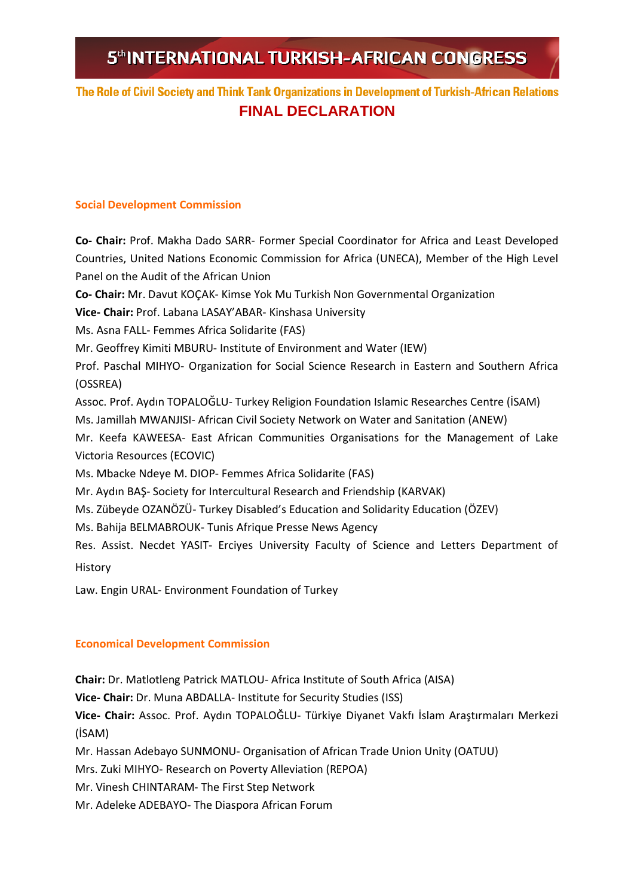# 5th INTERNATIONAL TURKISH-AFRICAN CONGRESS

## The Role of Civil Society and Think Tank Organizations in Development of Turkish-African Relations

## FINAL DECLARATION

### Social Development Commission

**Co- Chair:** Prof. Makha Dado SARR- Former Special Coordinator for Africa and Least Developed Countries, United Nations Economic Commission for Africa (UNECA), Member of the High Level Panel on the Audit of the African Union

**Co- Chair:** Mr. Davut KOÇAK- Kimse Yok Mu Turkish Non Governmental Organization

**Vice- Chair:** Prof. Labana LASAY'ABAR- Kinshasa University

Ms. Asna FALL- Femmes Africa Solidarite (FAS)

Mr. Geoffrey Kimiti MBURU- Institute of Environment and Water (IEW)

Prof. Paschal MIHYO- Organization for Social Science Research in Eastern and Southern Africa (OSSREA)

Assoc. Prof. Aydın TOPALOĞLU- Turkey Religion Foundation Islamic Researches Centre (İSAM)

Ms. Jamillah MWANJISI- African Civil Society Network on Water and Sanitation (ANEW)

Mr. Keefa KAWEESA- East African Communities Organisations for the Management of Lake Victoria Resources (ECOVIC)

Ms. Mbacke Ndeye M. DIOP- Femmes Africa Solidarite (FAS)

Mr. Aydın BAŞ- Society for Intercultural Research and Friendship (KARVAK)

Ms. Zübeyde OZANÖZÜ- Turkey Disabled's Education and Solidarity Education (ÖZEV)

Ms. Bahija BELMABROUK- Tunis Afrique Presse News Agency

Res. Assist. Necdet YASIT- Erciyes University Faculty of Science and Letters Department of History

Law. Engin URAL- Environment Foundation of Turkey

### Economical Development Commission

**Chair:** Dr. Matlotleng Patrick MATLOU- Africa Institute of South Africa (AISA)

**Vice- Chair:** Dr. Muna ABDALLA- Institute for Security Studies (ISS)

**Vice- Chair:** Assoc. Prof. Aydın TOPALOĞLU- Türkiye Diyanet Vakfı İslam Araştırmaları Merkezi (İSAM)

Mr. Hassan Adebayo SUNMONU- Organisation of African Trade Union Unity (OATUU)

Mrs. Zuki MIHYO- Research on Poverty Alleviation (REPOA)

Mr. Vinesh CHINTARAM- The First Step Network

Mr. Adeleke ADEBAYO- The Diaspora African Forum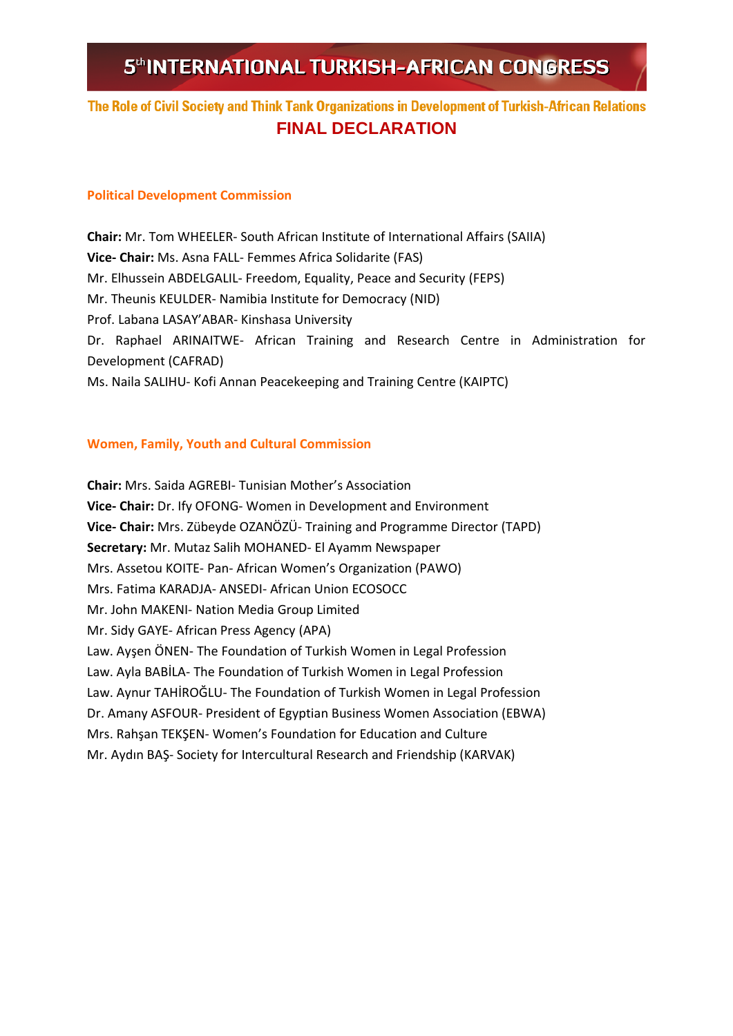# 5th INTERNATIONAL TURKISH-AFRICAN CONGRESS

## The Role of Civil Society and Think Tank Organizations in Development of Turkish-African Relations

## FINAL DECLARATION

### Political Development Commission

**Chair:** Mr. Tom WHEELER- South African Institute of International Affairs (SAIIA)
**Vice- Chair:** Ms. Asna FALL- Femmes Africa Solidarite (FAS)
Mr. Elhussein ABDELGALIL- Freedom, Equality, Peace and Security (FEPS)
Mr. Theunis KEULDER- Namibia Institute for Democracy (NID)
Prof. Labana LASAY'ABAR- Kinshasa University
Dr. Raphael ARINAITWE- African Training and Research Centre in Administration for Development (CAFRAD)
Ms. Naila SALIHU- Kofi Annan Peacekeeping and Training Centre (KAIPTC)

### Women, Family, Youth and Cultural Commission

**Chair:** Mrs. Saida AGREBI- Tunisian Mother's Association
**Vice- Chair:** Dr. Ify OFONG- Women in Development and Environment
**Vice- Chair:** Mrs. Zübeyde OZANÖZÜ- Training and Programme Director (TAPD)
**Secretary:** Mr. Mutaz Salih MOHANED- El Ayamm Newspaper
Mrs. Assetou KOITE- Pan- African Women's Organization (PAWO)
Mrs. Fatima KARADJA- ANSEDI- African Union ECOSOCC
Mr. John MAKENI- Nation Media Group Limited
Mr. Sidy GAYE- African Press Agency (APA)
Law. Ayşen ÖNEN- The Foundation of Turkish Women in Legal Profession
Law. Ayla BABİLA- The Foundation of Turkish Women in Legal Profession
Law. Aynur TAHİROĞLU- The Foundation of Turkish Women in Legal Profession
Dr. Amany ASFOUR- President of Egyptian Business Women Association (EBWA)
Mrs. Rahşan TEKŞEN- Women's Foundation for Education and Culture
Mr. Aydın BAŞ- Society for Intercultural Research and Friendship (KARVAK)